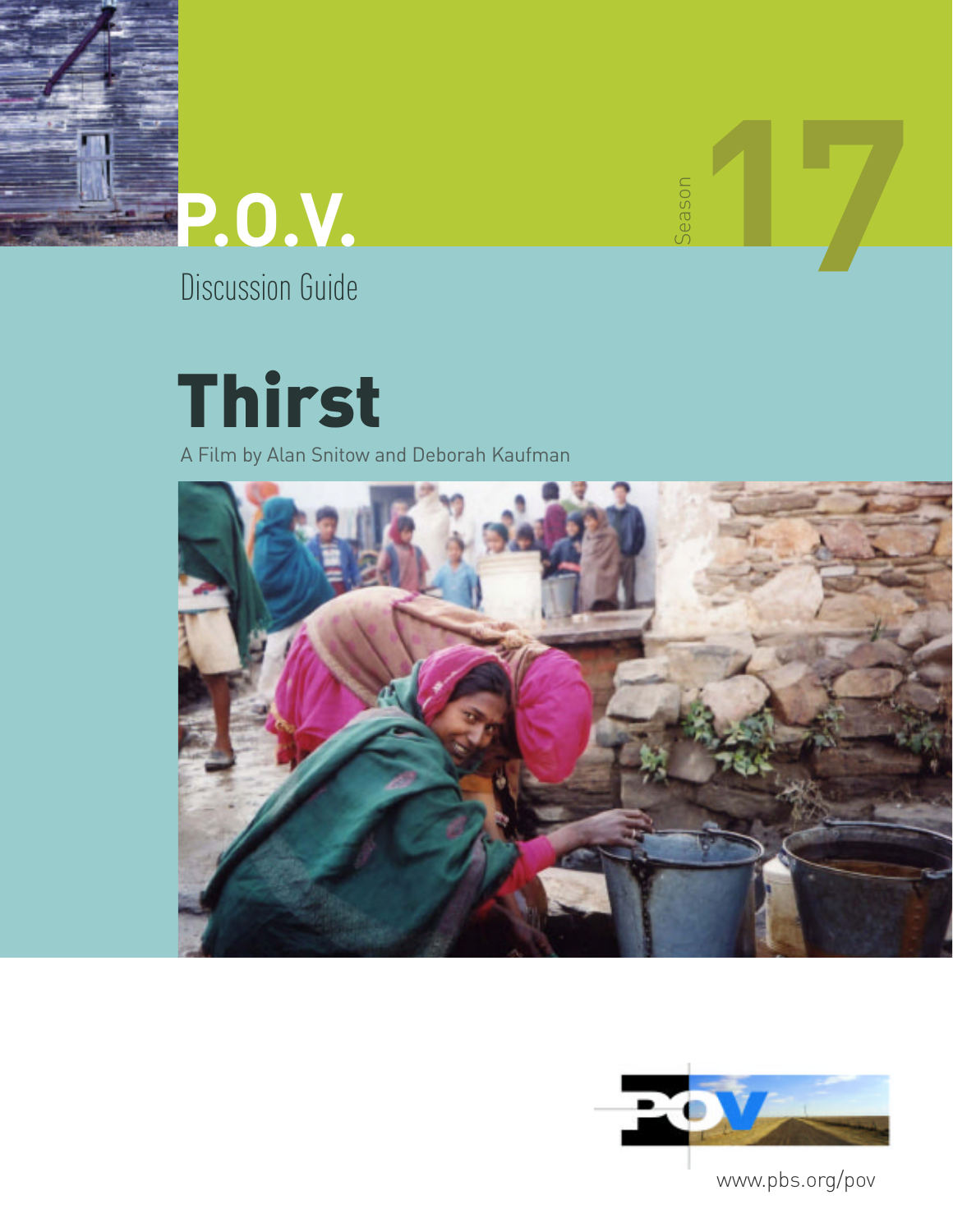P.O.V.

Season 17

Discussion Guide

# Thirst

A Film by Alan Snitow and Deborah Kaufman

www.pbs.org/pov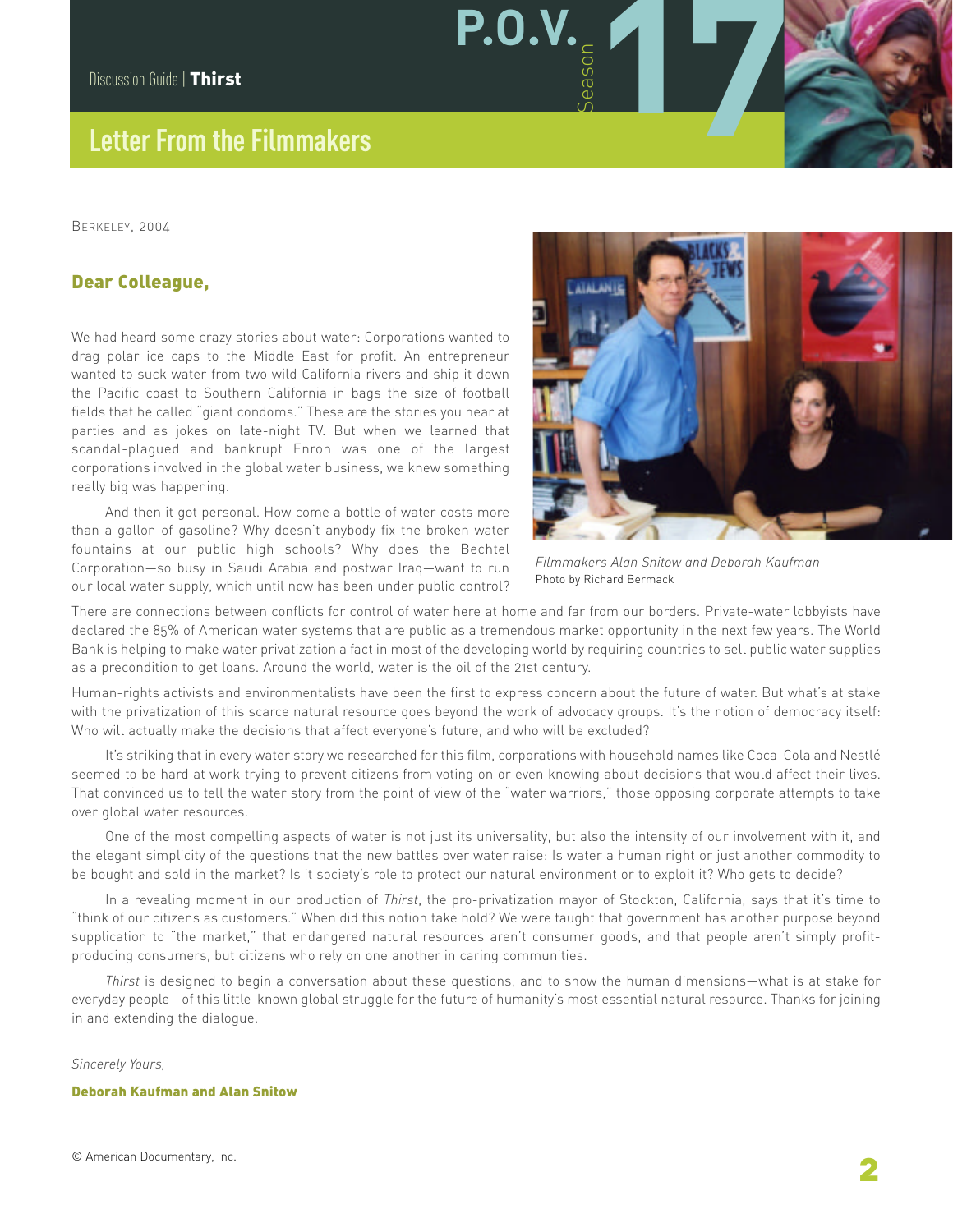## Letter From the Filmmakers

Berkeley, 2004

### Dear Colleague,

We had heard some crazy stories about water: Corporations wanted to drag polar ice caps to the Middle East for profit. An entrepreneur wanted to suck water from two wild California rivers and ship it down the Pacific coast to Southern California in bags the size of football fields that he called "giant condoms." These are the stories you hear at parties and as jokes on late-night TV. But when we learned that scandal-plagued and bankrupt Enron was one of the largest corporations involved in the global water business, we knew something really big was happening.

And then it got personal. How come a bottle of water costs more than a gallon of gasoline? Why doesn't anybody fix the broken water fountains at our public high schools? Why does the Bechtel Corporation—so busy in Saudi Arabia and postwar Iraq—want to run our local water supply, which until now has been under public control?

*Filmmakers Alan Snitow and Deborah Kaufman*
Photo by Richard Bermack

There are connections between conflicts for control of water here at home and far from our borders. Private-water lobbyists have declared the 85% of American water systems that are public as a tremendous market opportunity in the next few years. The World Bank is helping to make water privatization a fact in most of the developing world by requiring countries to sell public water supplies as a precondition to get loans. Around the world, water is the oil of the 21st century.

Human-rights activists and environmentalists have been the first to express concern about the future of water. But what's at stake with the privatization of this scarce natural resource goes beyond the work of advocacy groups. It's the notion of democracy itself: Who will actually make the decisions that affect everyone's future, and who will be excluded?

It's striking that in every water story we researched for this film, corporations with household names like Coca-Cola and Nestlé seemed to be hard at work trying to prevent citizens from voting on or even knowing about decisions that would affect their lives. That convinced us to tell the water story from the point of view of the "water warriors," those opposing corporate attempts to take over global water resources.

One of the most compelling aspects of water is not just its universality, but also the intensity of our involvement with it, and the elegant simplicity of the questions that the new battles over water raise: Is water a human right or just another commodity to be bought and sold in the market? Is it society's role to protect our natural environment or to exploit it? Who gets to decide?

In a revealing moment in our production of *Thirst*, the pro-privatization mayor of Stockton, California, says that it's time to "think of our citizens as customers." When did this notion take hold? We were taught that government has another purpose beyond supplication to "the market," that endangered natural resources aren't consumer goods, and that people aren't simply profit-producing consumers, but citizens who rely on one another in caring communities.

*Thirst* is designed to begin a conversation about these questions, and to show the human dimensions—what is at stake for everyday people—of this little-known global struggle for the future of humanity's most essential natural resource. Thanks for joining in and extending the dialogue.

*Sincerely Yours,*

**Deborah Kaufman and Alan Snitow**

© American Documentary, Inc.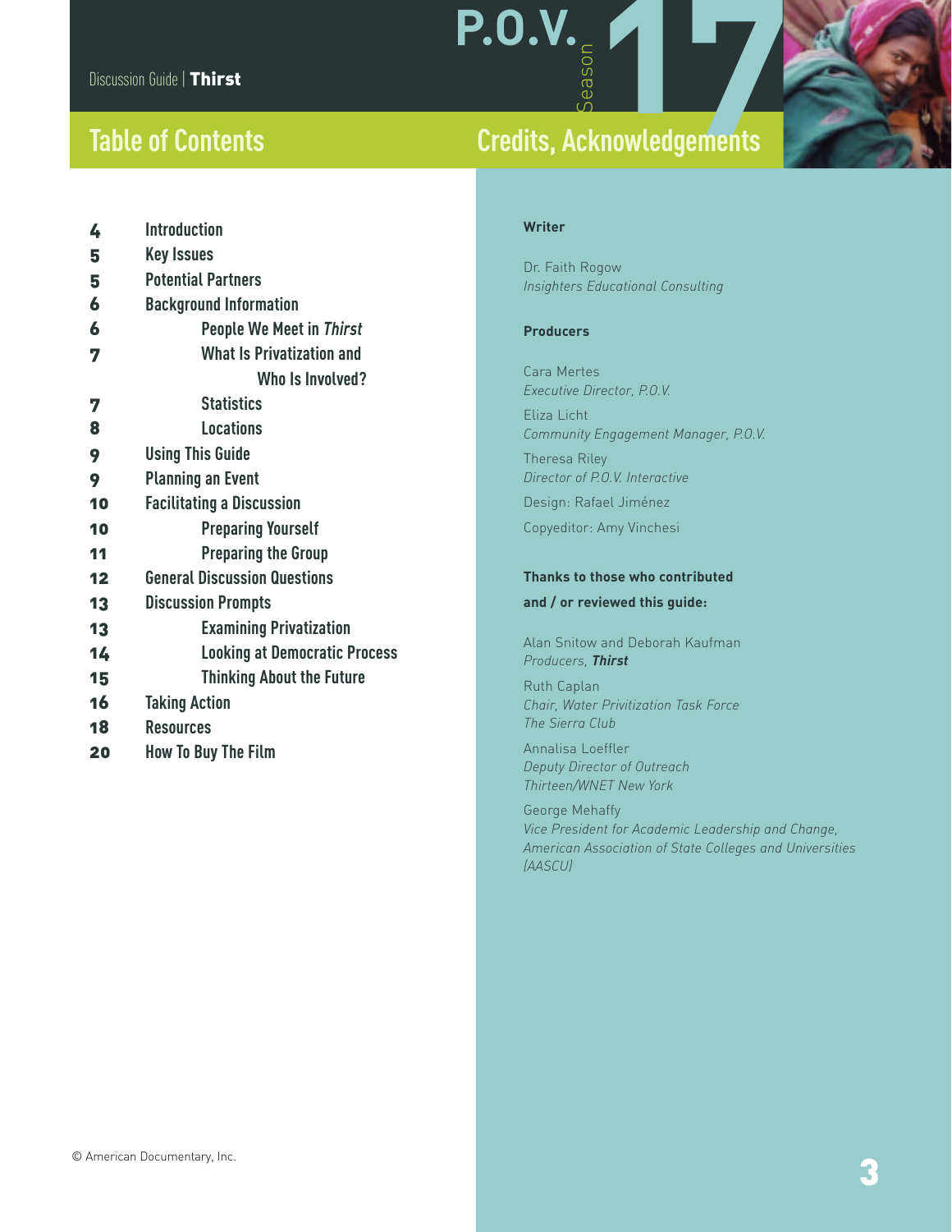## Table of Contents

| | |
|---|---|
| 4 | Introduction |
| 5 | Key Issues |
| 5 | Potential Partners |
| 6 | Background Information |
| 6 | People We Meet in *Thirst* |
| 7 | What Is Privatization and Who Is Involved? |
| 7 | Statistics |
| 8 | Locations |
| 9 | Using This Guide |
| 9 | Planning an Event |
| 10 | Facilitating a Discussion |
| 10 | Preparing Yourself |
| 11 | Preparing the Group |
| 12 | General Discussion Questions |
| 13 | Discussion Prompts |
| 13 | Examining Privatization |
| 14 | Looking at Democratic Process |
| 15 | Thinking About the Future |
| 16 | Taking Action |
| 18 | Resources |
| 20 | How To Buy The Film |

## Credits, Acknowledgements

**Writer**

Dr. Faith Rogow
*Insighters Educational Consulting*

**Producers**

Cara Mertes
*Executive Director, P.O.V.*

Eliza Licht
*Community Engagement Manager, P.O.V.*

Theresa Riley
*Director of P.O.V. Interactive*

Design: Rafael Jiménez

Copyeditor: Amy Vinchesi

**Thanks to those who contributed and / or reviewed this guide:**

Alan Snitow and Deborah Kaufman
*Producers, **Thirst***

Ruth Caplan
*Chair, Water Privitization Task Force*
*The Sierra Club*

Annalisa Loeffler
*Deputy Director of Outreach*
*Thirteen/WNET New York*

George Mehaffy
*Vice President for Academic Leadership and Change, American Association of State Colleges and Universities (AASCU)*

© American Documentary, Inc.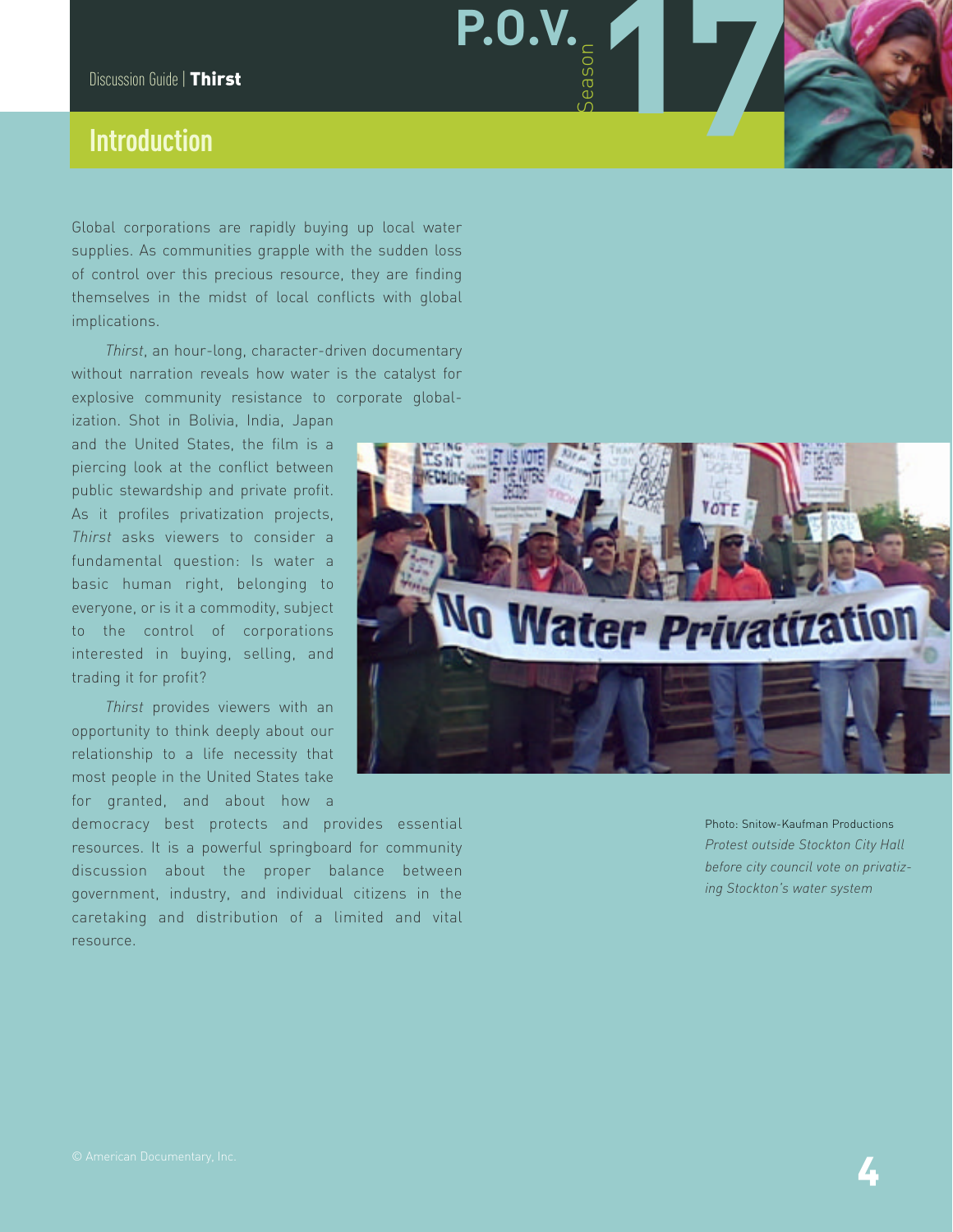## Introduction

Global corporations are rapidly buying up local water supplies. As communities grapple with the sudden loss of control over this precious resource, they are finding themselves in the midst of local conflicts with global implications.

*Thirst*, an hour-long, character-driven documentary without narration reveals how water is the catalyst for explosive community resistance to corporate globalization. Shot in Bolivia, India, Japan and the United States, the film is a piercing look at the conflict between public stewardship and private profit. As it profiles privatization projects, *Thirst* asks viewers to consider a fundamental question: Is water a basic human right, belonging to everyone, or is it a commodity, subject to the control of corporations interested in buying, selling, and trading it for profit?

*Thirst* provides viewers with an opportunity to think deeply about our relationship to a life necessity that most people in the United States take for granted, and about how a democracy best protects and provides essential resources. It is a powerful springboard for community discussion about the proper balance between government, industry, and individual citizens in the caretaking and distribution of a limited and vital resource.

Photo: Snitow-Kaufman Productions
*Protest outside Stockton City Hall before city council vote on privatizing Stockton's water system*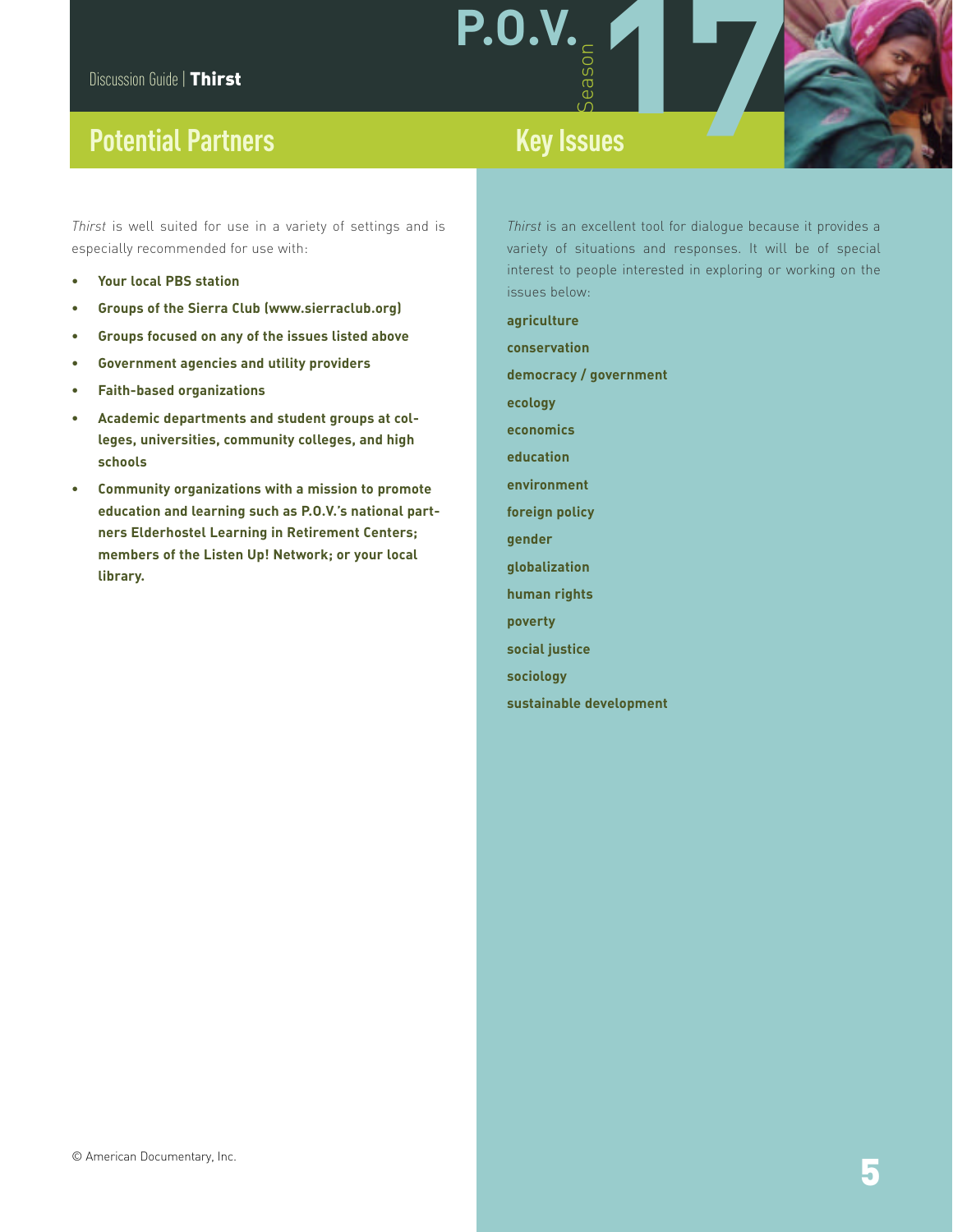## Potential Partners

*Thirst* is well suited for use in a variety of settings and is especially recommended for use with:

- **Your local PBS station**
- **Groups of the Sierra Club (www.sierraclub.org)**
- **Groups focused on any of the issues listed above**
- **Government agencies and utility providers**
- **Faith-based organizations**
- **Academic departments and student groups at colleges, universities, community colleges, and high schools**
- **Community organizations with a mission to promote education and learning such as P.O.V.'s national partners Elderhostel Learning in Retirement Centers; members of the Listen Up! Network; or your local library.**

## Key Issues

*Thirst* is an excellent tool for dialogue because it provides a variety of situations and responses. It will be of special interest to people interested in exploring or working on the issues below:

**agriculture**

**conservation**

**democracy / government**

**ecology**

**economics**

**education**

**environment**

**foreign policy**

**gender**

**globalization**

**human rights**

**poverty**

**social justice**

**sociology**

**sustainable development**

© American Documentary, Inc.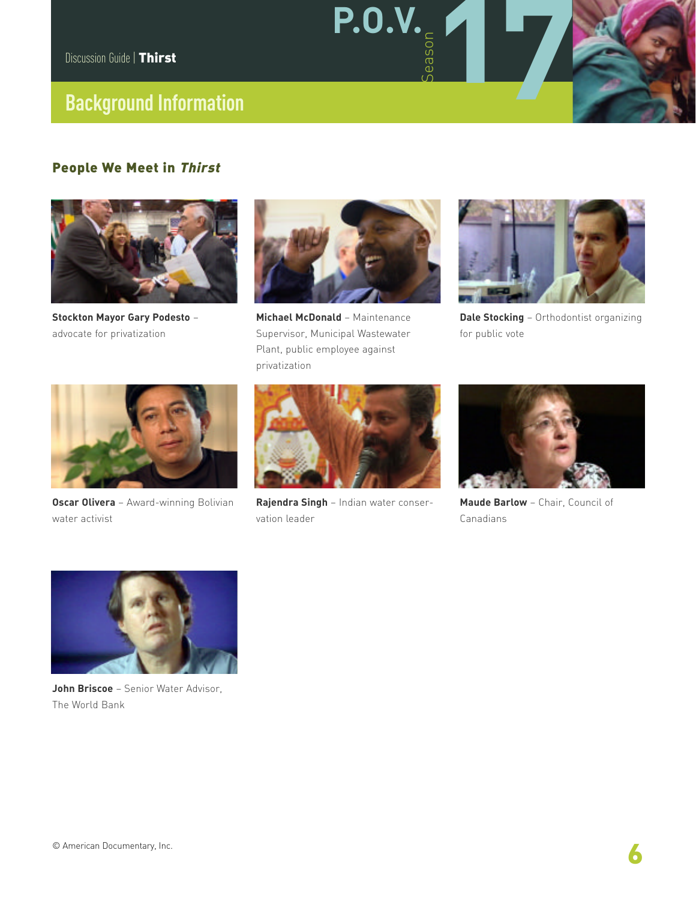## Background Information

### People We Meet in *Thirst*

**Stockton Mayor Gary Podesto** – advocate for privatization

**Michael McDonald** – Maintenance Supervisor, Municipal Wastewater Plant, public employee against privatization

**Dale Stocking** – Orthodontist organizing for public vote

**Oscar Olivera** – Award-winning Bolivian water activist

**Rajendra Singh** – Indian water conservation leader

**Maude Barlow** – Chair, Council of Canadians

**John Briscoe** – Senior Water Advisor, The World Bank

© American Documentary, Inc.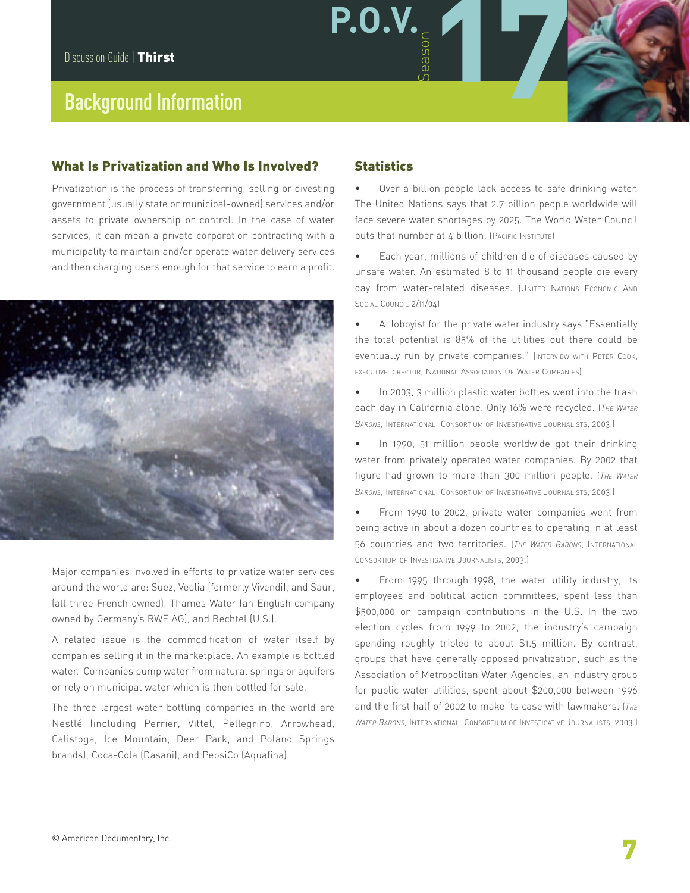## Background Information

### What Is Privatization and Who Is Involved?

Privatization is the process of transferring, selling or divesting government (usually state or municipal-owned) services and/or assets to private ownership or control. In the case of water services, it can mean a private corporation contracting with a municipality to maintain and/or operate water delivery services and then charging users enough for that service to earn a profit.

Major companies involved in efforts to privatize water services around the world are: Suez, Veolia (formerly Vivendi), and Saur, (all three French owned), Thames Water (an English company owned by Germany's RWE AG), and Bechtel (U.S.).

A related issue is the commodification of water itself by companies selling it in the marketplace. An example is bottled water. Companies pump water from natural springs or aquifers or rely on municipal water which is then bottled for sale.

The three largest water bottling companies in the world are Nestlé (including Perrier, Vittel, Pellegrino, Arrowhead, Calistoga, Ice Mountain, Deer Park, and Poland Springs brands), Coca-Cola (Dasani), and PepsiCo (Aquafina).

### Statistics

- Over a billion people lack access to safe drinking water. The United Nations says that 2.7 billion people worldwide will face severe water shortages by 2025. The World Water Council puts that number at 4 billion. (Pacific Institute)
- Each year, millions of children die of diseases caused by unsafe water. An estimated 8 to 11 thousand people die every day from water-related diseases. (United Nations Economic And Social Council 2/11/04)
- A lobbyist for the private water industry says "Essentially the total potential is 85% of the utilities out there could be eventually run by private companies." (Interview with Peter Cook, executive director, National Association Of Water Companies)
- In 2003, 3 million plastic water bottles went into the trash each day in California alone. Only 16% were recycled. (*The Water Barons*, International Consortium of Investigative Journalists, 2003.)
- In 1990, 51 million people worldwide got their drinking water from privately operated water companies. By 2002 that figure had grown to more than 300 million people. (*The Water Barons*, International Consortium of Investigative Journalists, 2003.)
- From 1990 to 2002, private water companies went from being active in about a dozen countries to operating in at least 56 countries and two territories. (*The Water Barons*, International Consortium of Investigative Journalists, 2003.)
- From 1995 through 1998, the water utility industry, its employees and political action committees, spent less than $500,000 on campaign contributions in the U.S. In the two election cycles from 1999 to 2002, the industry's campaign spending roughly tripled to about $1.5 million. By contrast, groups that have generally opposed privatization, such as the Association of Metropolitan Water Agencies, an industry group for public water utilities, spent about $200,000 between 1996 and the first half of 2002 to make its case with lawmakers. (*The Water Barons*, International Consortium of Investigative Journalists, 2003.)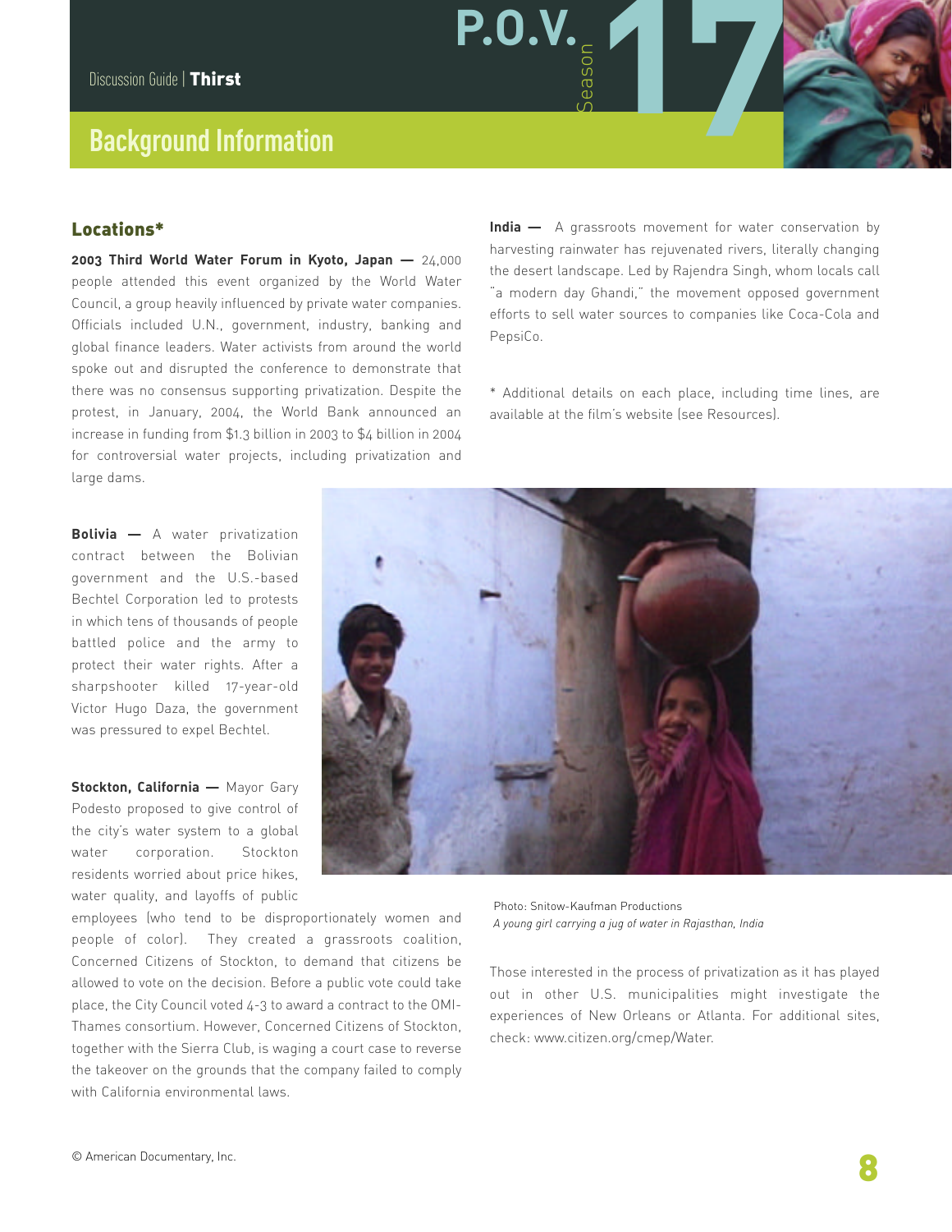## Background Information

### Locations*

**2003 Third World Water Forum in Kyoto, Japan —** 24,000 people attended this event organized by the World Water Council, a group heavily influenced by private water companies. Officials included U.N., government, industry, banking and global finance leaders. Water activists from around the world spoke out and disrupted the conference to demonstrate that there was no consensus supporting privatization. Despite the protest, in January, 2004, the World Bank announced an increase in funding from $1.3 billion in 2003 to $4 billion in 2004 for controversial water projects, including privatization and large dams.

**Bolivia —** A water privatization contract between the Bolivian government and the U.S.-based Bechtel Corporation led to protests in which tens of thousands of people battled police and the army to protect their water rights. After a sharpshooter killed 17-year-old Victor Hugo Daza, the government was pressured to expel Bechtel.

**Stockton, California —** Mayor Gary Podesto proposed to give control of the city's water system to a global water corporation. Stockton residents worried about price hikes, water quality, and layoffs of public employees (who tend to be disproportionately women and people of color). They created a grassroots coalition, Concerned Citizens of Stockton, to demand that citizens be allowed to vote on the decision. Before a public vote could take place, the City Council voted 4-3 to award a contract to the OMI-Thames consortium. However, Concerned Citizens of Stockton, together with the Sierra Club, is waging a court case to reverse the takeover on the grounds that the company failed to comply with California environmental laws.

**India —** A grassroots movement for water conservation by harvesting rainwater has rejuvenated rivers, literally changing the desert landscape. Led by Rajendra Singh, whom locals call "a modern day Ghandi," the movement opposed government efforts to sell water sources to companies like Coca-Cola and PepsiCo.

* Additional details on each place, including time lines, are available at the film's website (see Resources).

Photo: Snitow-Kaufman Productions

*A young girl carrying a jug of water in Rajasthan, India*

Those interested in the process of privatization as it has played out in other U.S. municipalities might investigate the experiences of New Orleans or Atlanta. For additional sites, check: www.citizen.org/cmep/Water.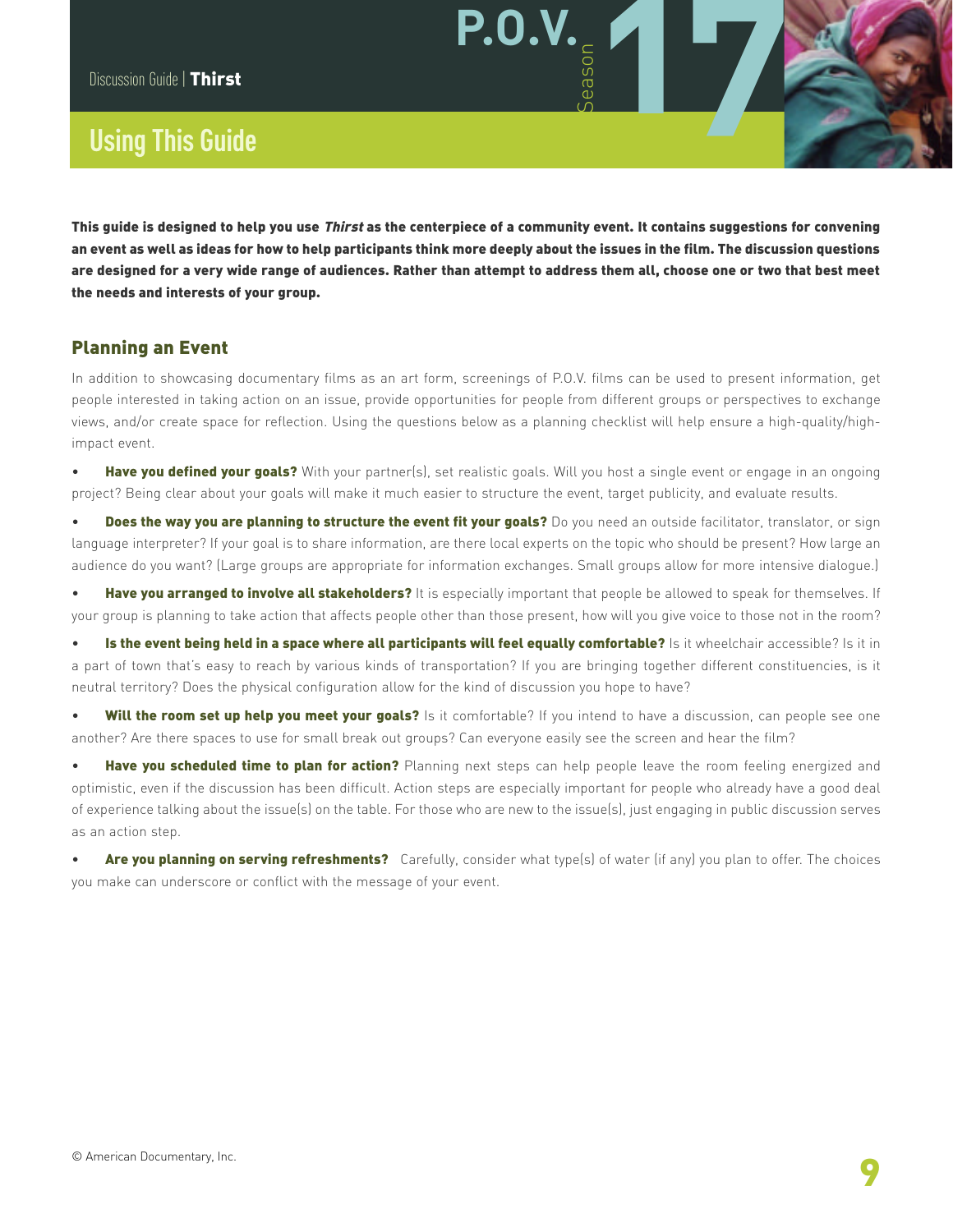# Using This Guide

**This guide is designed to help you use *Thirst* as the centerpiece of a community event. It contains suggestions for convening an event as well as ideas for how to help participants think more deeply about the issues in the film. The discussion questions are designed for a very wide range of audiences. Rather than attempt to address them all, choose one or two that best meet the needs and interests of your group.**

## Planning an Event

In addition to showcasing documentary films as an art form, screenings of P.O.V. films can be used to present information, get people interested in taking action on an issue, provide opportunities for people from different groups or perspectives to exchange views, and/or create space for reflection. Using the questions below as a planning checklist will help ensure a high-quality/high-impact event.

- **Have you defined your goals?** With your partner(s), set realistic goals. Will you host a single event or engage in an ongoing project? Being clear about your goals will make it much easier to structure the event, target publicity, and evaluate results.
- **Does the way you are planning to structure the event fit your goals?** Do you need an outside facilitator, translator, or sign language interpreter? If your goal is to share information, are there local experts on the topic who should be present? How large an audience do you want? (Large groups are appropriate for information exchanges. Small groups allow for more intensive dialogue.)
- **Have you arranged to involve all stakeholders?** It is especially important that people be allowed to speak for themselves. If your group is planning to take action that affects people other than those present, how will you give voice to those not in the room?
- **Is the event being held in a space where all participants will feel equally comfortable?** Is it wheelchair accessible? Is it in a part of town that's easy to reach by various kinds of transportation? If you are bringing together different constituencies, is it neutral territory? Does the physical configuration allow for the kind of discussion you hope to have?
- **Will the room set up help you meet your goals?** Is it comfortable? If you intend to have a discussion, can people see one another? Are there spaces to use for small break out groups? Can everyone easily see the screen and hear the film?
- **Have you scheduled time to plan for action?** Planning next steps can help people leave the room feeling energized and optimistic, even if the discussion has been difficult. Action steps are especially important for people who already have a good deal of experience talking about the issue(s) on the table. For those who are new to the issue(s), just engaging in public discussion serves as an action step.
- **Are you planning on serving refreshments?** Carefully, consider what type(s) of water (if any) you plan to offer. The choices you make can underscore or conflict with the message of your event.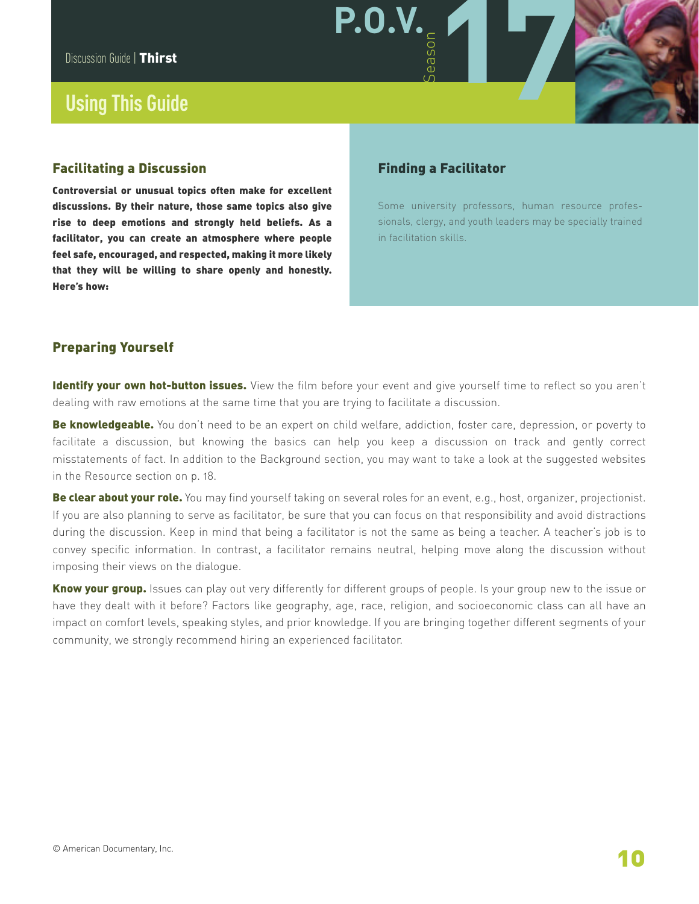## Using This Guide

### Facilitating a Discussion

**Controversial or unusual topics often make for excellent discussions. By their nature, those same topics also give rise to deep emotions and strongly held beliefs. As a facilitator, you can create an atmosphere where people feel safe, encouraged, and respected, making it more likely that they will be willing to share openly and honestly. Here's how:**

### Finding a Facilitator

Some university professors, human resource professionals, clergy, and youth leaders may be specially trained in facilitation skills.

### Preparing Yourself

**Identify your own hot-button issues.** View the film before your event and give yourself time to reflect so you aren't dealing with raw emotions at the same time that you are trying to facilitate a discussion.

**Be knowledgeable.** You don't need to be an expert on child welfare, addiction, foster care, depression, or poverty to facilitate a discussion, but knowing the basics can help you keep a discussion on track and gently correct misstatements of fact. In addition to the Background section, you may want to take a look at the suggested websites in the Resource section on p. 18.

**Be clear about your role.** You may find yourself taking on several roles for an event, e.g., host, organizer, projectionist. If you are also planning to serve as facilitator, be sure that you can focus on that responsibility and avoid distractions during the discussion. Keep in mind that being a facilitator is not the same as being a teacher. A teacher's job is to convey specific information. In contrast, a facilitator remains neutral, helping move along the discussion without imposing their views on the dialogue.

**Know your group.** Issues can play out very differently for different groups of people. Is your group new to the issue or have they dealt with it before? Factors like geography, age, race, religion, and socioeconomic class can all have an impact on comfort levels, speaking styles, and prior knowledge. If you are bringing together different segments of your community, we strongly recommend hiring an experienced facilitator.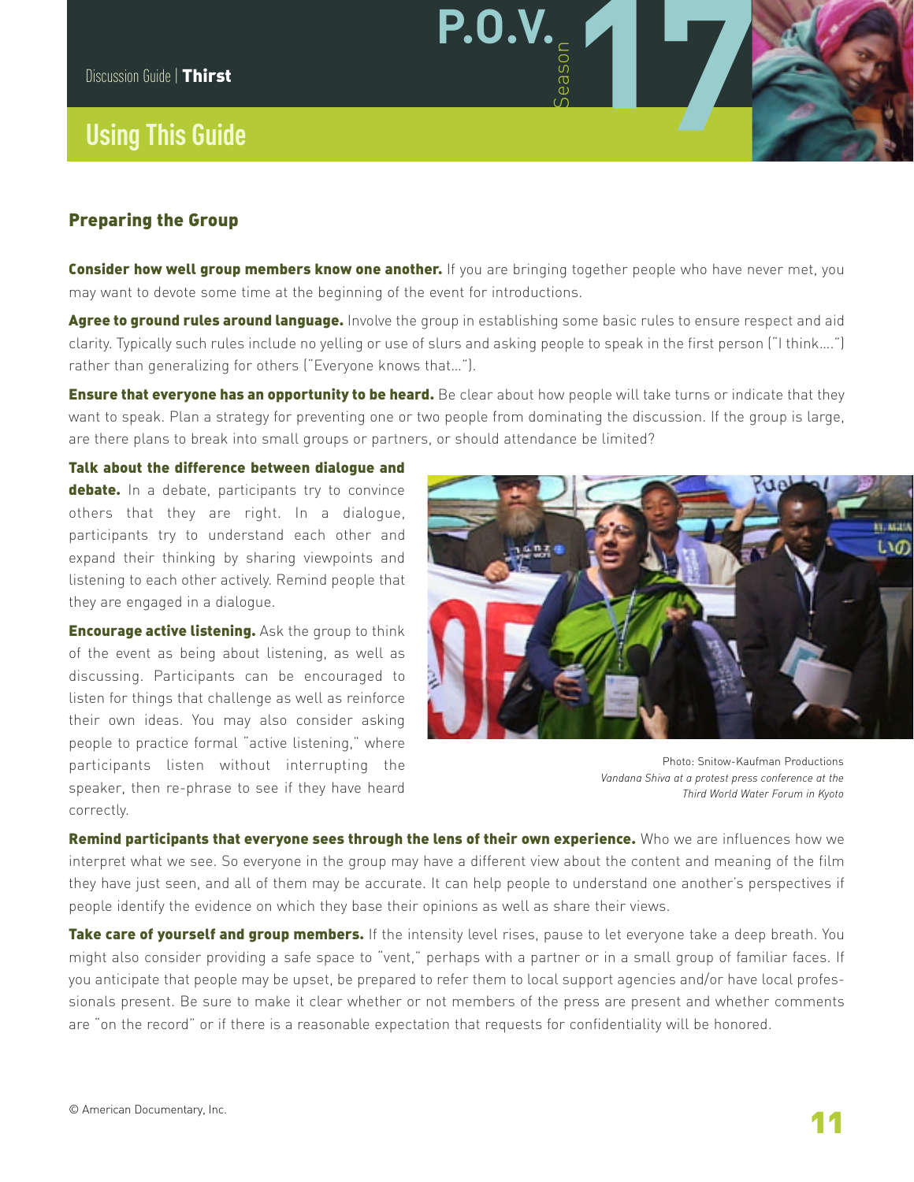## Using This Guide

### Preparing the Group

**Consider how well group members know one another.** If you are bringing together people who have never met, you may want to devote some time at the beginning of the event for introductions.

**Agree to ground rules around language.** Involve the group in establishing some basic rules to ensure respect and aid clarity. Typically such rules include no yelling or use of slurs and asking people to speak in the first person ("I think….") rather than generalizing for others ("Everyone knows that…").

**Ensure that everyone has an opportunity to be heard.** Be clear about how people will take turns or indicate that they want to speak. Plan a strategy for preventing one or two people from dominating the discussion. If the group is large, are there plans to break into small groups or partners, or should attendance be limited?

**Talk about the difference between dialogue and debate.** In a debate, participants try to convince others that they are right. In a dialogue, participants try to understand each other and expand their thinking by sharing viewpoints and listening to each other actively. Remind people that they are engaged in a dialogue.

**Encourage active listening.** Ask the group to think of the event as being about listening, as well as discussing. Participants can be encouraged to listen for things that challenge as well as reinforce their own ideas. You may also consider asking people to practice formal "active listening," where participants listen without interrupting the speaker, then re-phrase to see if they have heard correctly.

Photo: Snitow-Kaufman Productions
*Vandana Shiva at a protest press conference at the Third World Water Forum in Kyoto*

**Remind participants that everyone sees through the lens of their own experience.** Who we are influences how we interpret what we see. So everyone in the group may have a different view about the content and meaning of the film they have just seen, and all of them may be accurate. It can help people to understand one another's perspectives if people identify the evidence on which they base their opinions as well as share their views.

**Take care of yourself and group members.** If the intensity level rises, pause to let everyone take a deep breath. You might also consider providing a safe space to "vent," perhaps with a partner or in a small group of familiar faces. If you anticipate that people may be upset, be prepared to refer them to local support agencies and/or have local professionals present. Be sure to make it clear whether or not members of the press are present and whether comments are "on the record" or if there is a reasonable expectation that requests for confidentiality will be honored.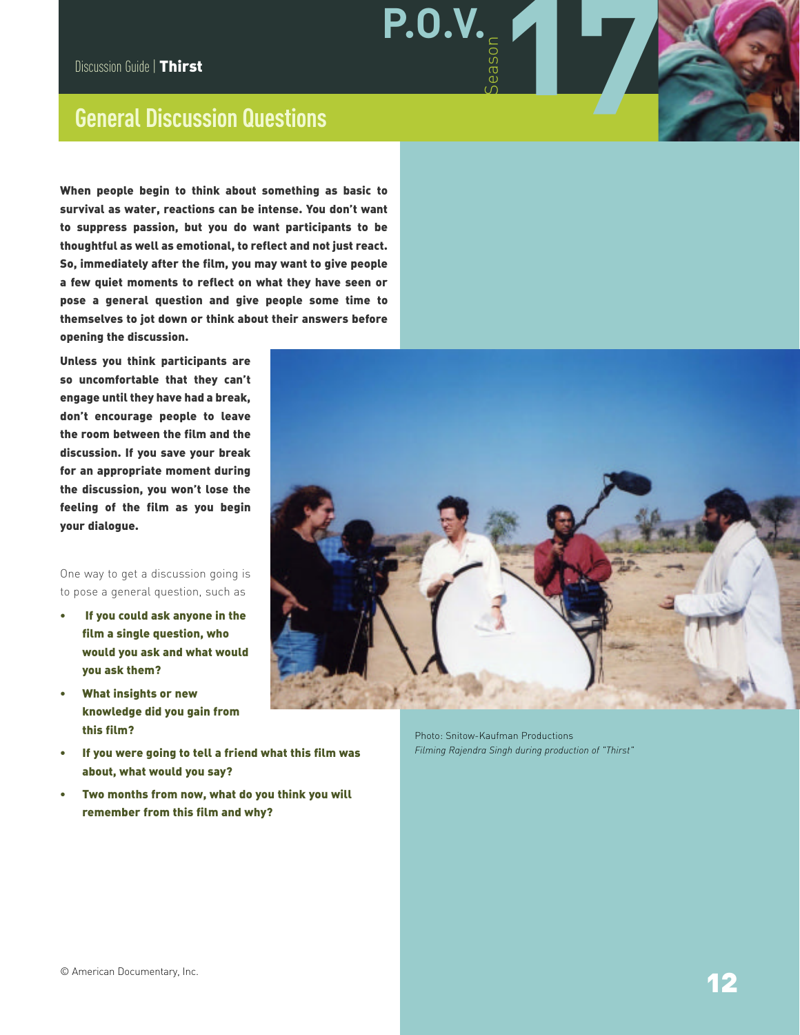## General Discussion Questions

**When people begin to think about something as basic to survival as water, reactions can be intense. You don't want to suppress passion, but you do want participants to be thoughtful as well as emotional, to reflect and not just react. So, immediately after the film, you may want to give people a few quiet moments to reflect on what they have seen or pose a general question and give people some time to themselves to jot down or think about their answers before opening the discussion.**

**Unless you think participants are so uncomfortable that they can't engage until they have had a break, don't encourage people to leave the room between the film and the discussion. If you save your break for an appropriate moment during the discussion, you won't lose the feeling of the film as you begin your dialogue.**

One way to get a discussion going is to pose a general question, such as

- **If you could ask anyone in the film a single question, who would you ask and what would you ask them?**
- **What insights or new knowledge did you gain from this film?**
- **If you were going to tell a friend what this film was about, what would you say?**
- **Two months from now, what do you think you will remember from this film and why?**

Photo: Snitow-Kaufman Productions
*Filming Rajendra Singh during production of "Thirst"*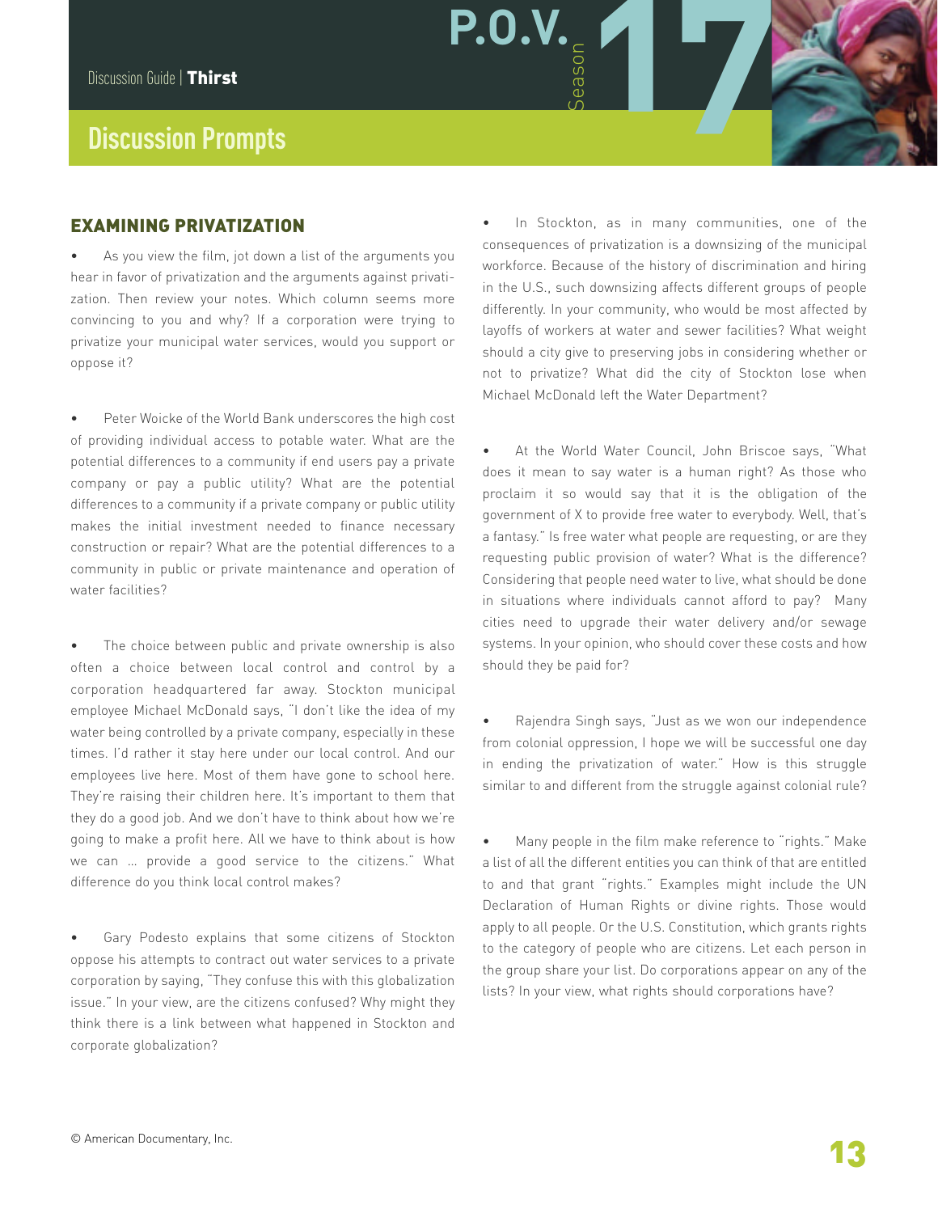## Discussion Prompts

### EXAMINING PRIVATIZATION

- As you view the film, jot down a list of the arguments you hear in favor of privatization and the arguments against privatization. Then review your notes. Which column seems more convincing to you and why? If a corporation were trying to privatize your municipal water services, would you support or oppose it?

- Peter Woicke of the World Bank underscores the high cost of providing individual access to potable water. What are the potential differences to a community if end users pay a private company or pay a public utility? What are the potential differences to a community if a private company or public utility makes the initial investment needed to finance necessary construction or repair? What are the potential differences to a community in public or private maintenance and operation of water facilities?

- The choice between public and private ownership is also often a choice between local control and control by a corporation headquartered far away. Stockton municipal employee Michael McDonald says, "I don't like the idea of my water being controlled by a private company, especially in these times. I'd rather it stay here under our local control. And our employees live here. Most of them have gone to school here. They're raising their children here. It's important to them that they do a good job. And we don't have to think about how we're going to make a profit here. All we have to think about is how we can … provide a good service to the citizens." What difference do you think local control makes?

- Gary Podesto explains that some citizens of Stockton oppose his attempts to contract out water services to a private corporation by saying, "They confuse this with this globalization issue." In your view, are the citizens confused? Why might they think there is a link between what happened in Stockton and corporate globalization?

- In Stockton, as in many communities, one of the consequences of privatization is a downsizing of the municipal workforce. Because of the history of discrimination and hiring in the U.S., such downsizing affects different groups of people differently. In your community, who would be most affected by layoffs of workers at water and sewer facilities? What weight should a city give to preserving jobs in considering whether or not to privatize? What did the city of Stockton lose when Michael McDonald left the Water Department?

- At the World Water Council, John Briscoe says, "What does it mean to say water is a human right? As those who proclaim it so would say that it is the obligation of the government of X to provide free water to everybody. Well, that's a fantasy." Is free water what people are requesting, or are they requesting public provision of water? What is the difference? Considering that people need water to live, what should be done in situations where individuals cannot afford to pay? Many cities need to upgrade their water delivery and/or sewage systems. In your opinion, who should cover these costs and how should they be paid for?

- Rajendra Singh says, "Just as we won our independence from colonial oppression, I hope we will be successful one day in ending the privatization of water." How is this struggle similar to and different from the struggle against colonial rule?

- Many people in the film make reference to "rights." Make a list of all the different entities you can think of that are entitled to and that grant "rights." Examples might include the UN Declaration of Human Rights or divine rights. Those would apply to all people. Or the U.S. Constitution, which grants rights to the category of people who are citizens. Let each person in the group share your list. Do corporations appear on any of the lists? In your view, what rights should corporations have?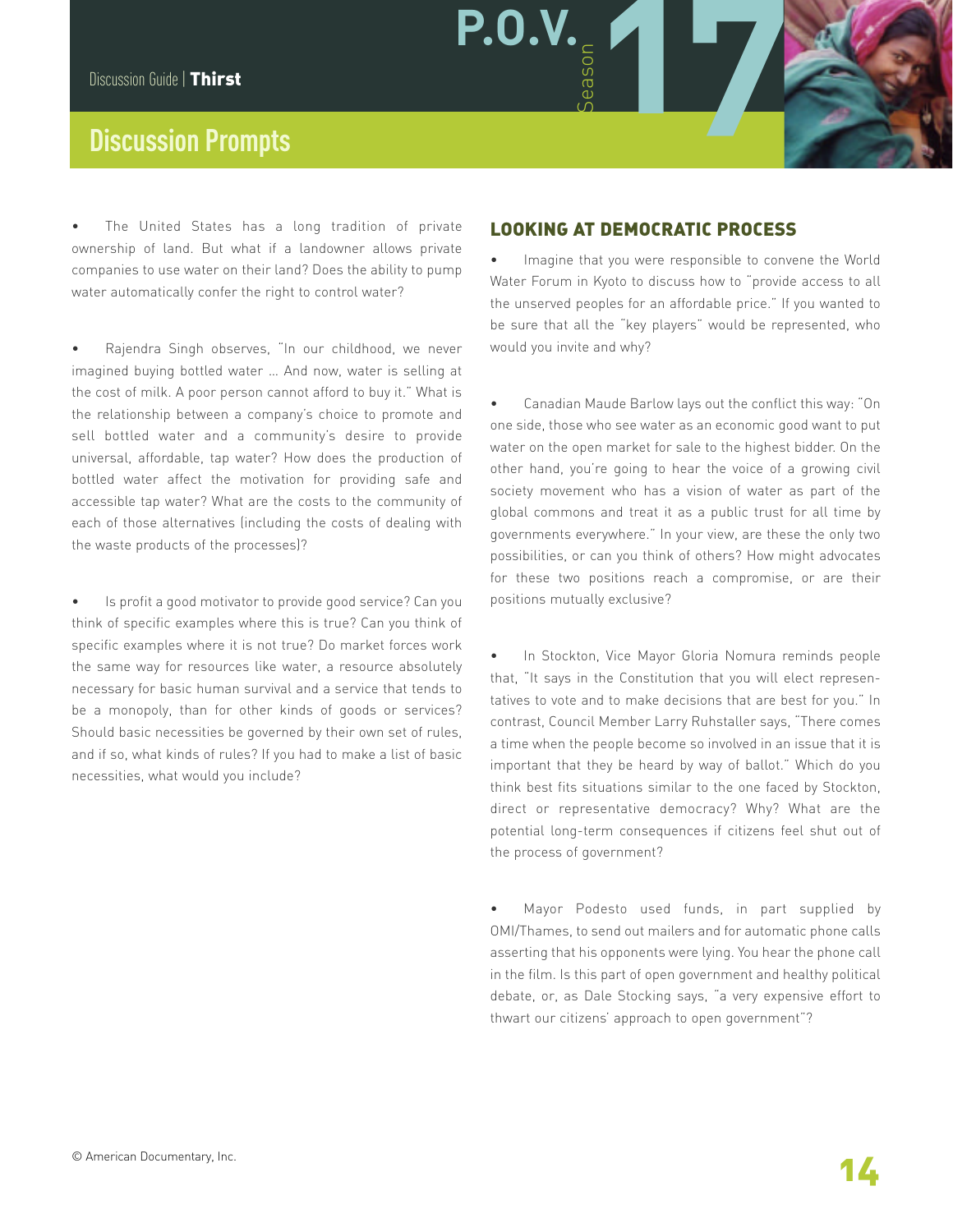## Discussion Prompts

- The United States has a long tradition of private ownership of land. But what if a landowner allows private companies to use water on their land? Does the ability to pump water automatically confer the right to control water?

- Rajendra Singh observes, "In our childhood, we never imagined buying bottled water ... And now, water is selling at the cost of milk. A poor person cannot afford to buy it." What is the relationship between a company's choice to promote and sell bottled water and a community's desire to provide universal, affordable, tap water? How does the production of bottled water affect the motivation for providing safe and accessible tap water? What are the costs to the community of each of those alternatives (including the costs of dealing with the waste products of the processes)?

- Is profit a good motivator to provide good service? Can you think of specific examples where this is true? Can you think of specific examples where it is not true? Do market forces work the same way for resources like water, a resource absolutely necessary for basic human survival and a service that tends to be a monopoly, than for other kinds of goods or services? Should basic necessities be governed by their own set of rules, and if so, what kinds of rules? If you had to make a list of basic necessities, what would you include?

### LOOKING AT DEMOCRATIC PROCESS

- Imagine that you were responsible to convene the World Water Forum in Kyoto to discuss how to "provide access to all the unserved peoples for an affordable price." If you wanted to be sure that all the "key players" would be represented, who would you invite and why?

- Canadian Maude Barlow lays out the conflict this way: "On one side, those who see water as an economic good want to put water on the open market for sale to the highest bidder. On the other hand, you're going to hear the voice of a growing civil society movement who has a vision of water as part of the global commons and treat it as a public trust for all time by governments everywhere." In your view, are these the only two possibilities, or can you think of others? How might advocates for these two positions reach a compromise, or are their positions mutually exclusive?

- In Stockton, Vice Mayor Gloria Nomura reminds people that, "It says in the Constitution that you will elect representatives to vote and to make decisions that are best for you." In contrast, Council Member Larry Ruhstaller says, "There comes a time when the people become so involved in an issue that it is important that they be heard by way of ballot." Which do you think best fits situations similar to the one faced by Stockton, direct or representative democracy? Why? What are the potential long-term consequences if citizens feel shut out of the process of government?

- Mayor Podesto used funds, in part supplied by OMI/Thames, to send out mailers and for automatic phone calls asserting that his opponents were lying. You hear the phone call in the film. Is this part of open government and healthy political debate, or, as Dale Stocking says, "a very expensive effort to thwart our citizens' approach to open government"?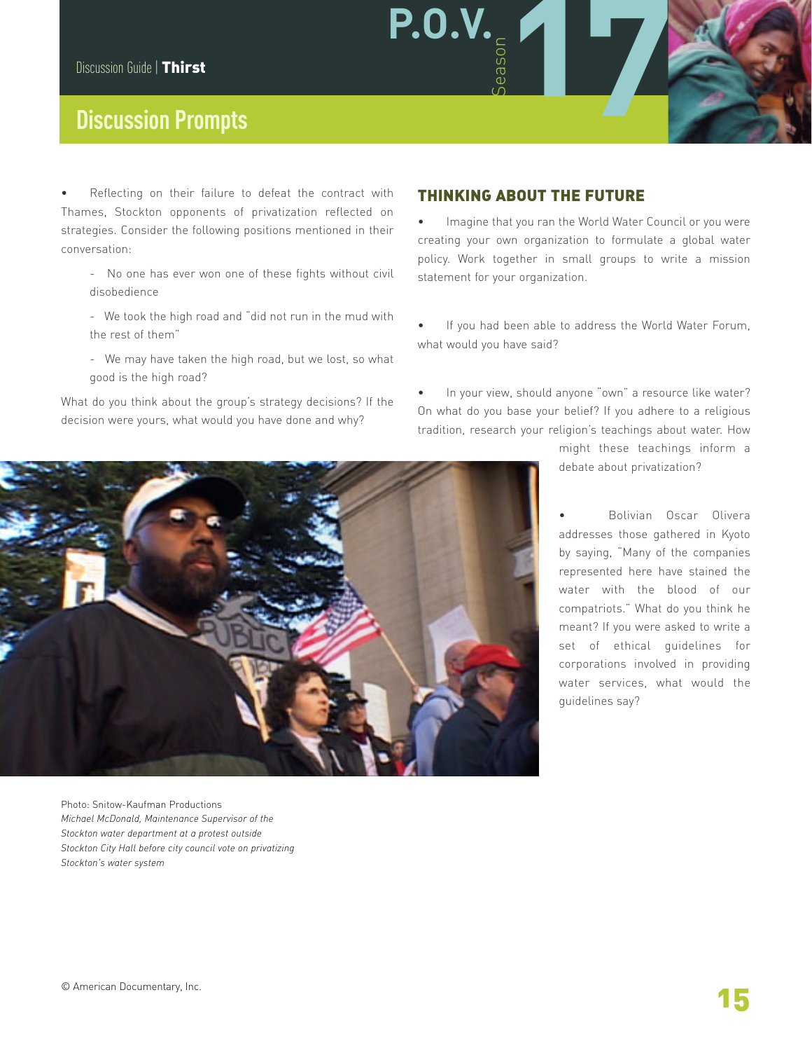## Discussion Prompts

- Reflecting on their failure to defeat the contract with Thames, Stockton opponents of privatization reflected on strategies. Consider the following positions mentioned in their conversation:
  - No one has ever won one of these fights without civil disobedience
  - We took the high road and "did not run in the mud with the rest of them"
  - We may have taken the high road, but we lost, so what good is the high road?

What do you think about the group's strategy decisions? If the decision were yours, what would you have done and why?

Photo: Snitow-Kaufman Productions
*Michael McDonald, Maintenance Supervisor of the Stockton water department at a protest outside Stockton City Hall before city council vote on privatizing Stockton's water system*

### THINKING ABOUT THE FUTURE

- Imagine that you ran the World Water Council or you were creating your own organization to formulate a global water policy. Work together in small groups to write a mission statement for your organization.

- If you had been able to address the World Water Forum, what would you have said?

- In your view, should anyone "own" a resource like water? On what do you base your belief? If you adhere to a religious tradition, research your religion's teachings about water. How might these teachings inform a debate about privatization?

- Bolivian Oscar Olivera addresses those gathered in Kyoto by saying, "Many of the companies represented here have stained the water with the blood of our compatriots." What do you think he meant? If you were asked to write a set of ethical guidelines for corporations involved in providing water services, what would the guidelines say?

© American Documentary, Inc.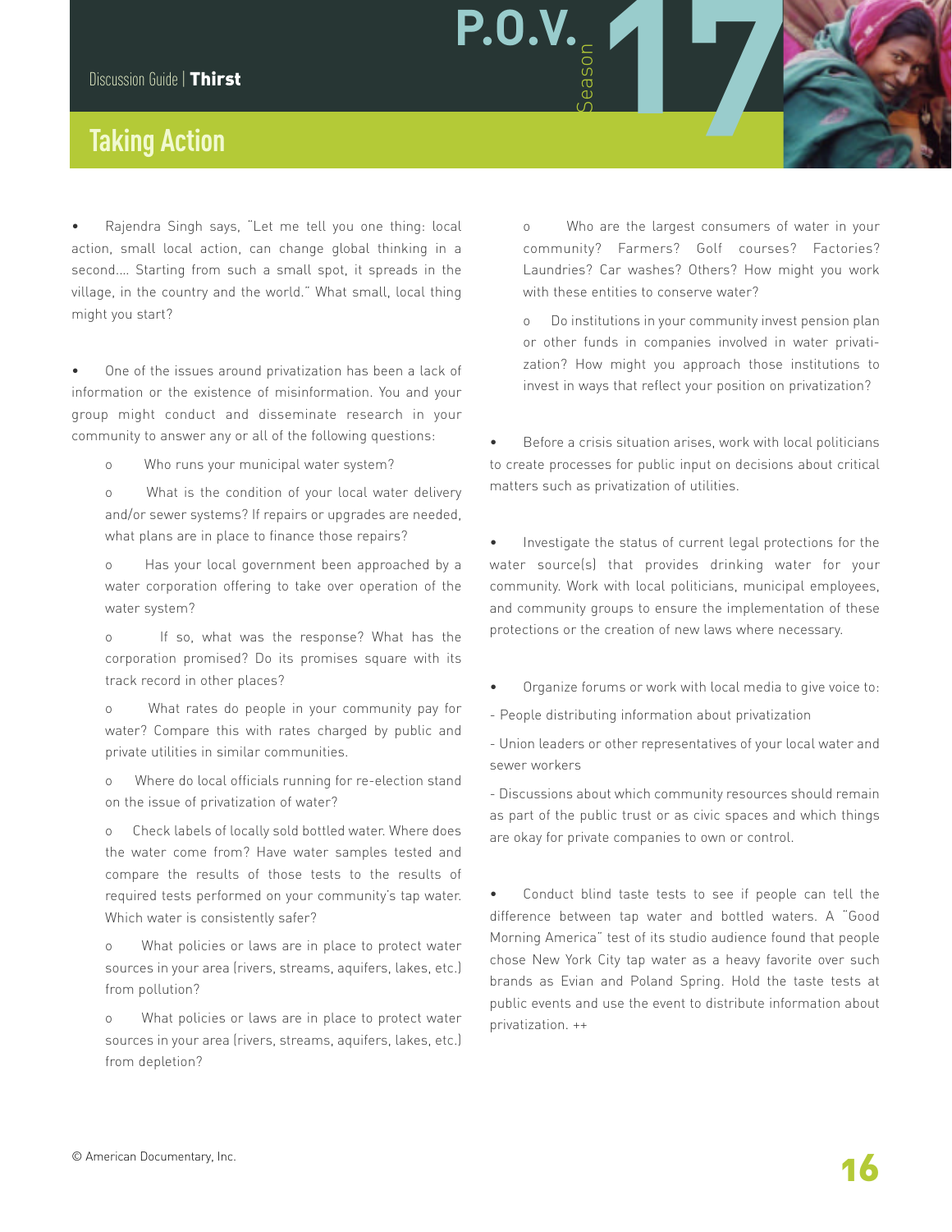## Taking Action

- Rajendra Singh says, "Let me tell you one thing: local action, small local action, can change global thinking in a second.... Starting from such a small spot, it spreads in the village, in the country and the world." What small, local thing might you start?

- One of the issues around privatization has been a lack of information or the existence of misinformation. You and your group might conduct and disseminate research in your community to answer any or all of the following questions:

  - Who runs your municipal water system?
  - What is the condition of your local water delivery and/or sewer systems? If repairs or upgrades are needed, what plans are in place to finance those repairs?
  - Has your local government been approached by a water corporation offering to take over operation of the water system?
  - If so, what was the response? What has the corporation promised? Do its promises square with its track record in other places?
  - What rates do people in your community pay for water? Compare this with rates charged by public and private utilities in similar communities.
  - Where do local officials running for re-election stand on the issue of privatization of water?
  - Check labels of locally sold bottled water. Where does the water come from? Have water samples tested and compare the results of those tests to the results of required tests performed on your community's tap water. Which water is consistently safer?
  - What policies or laws are in place to protect water sources in your area (rivers, streams, aquifers, lakes, etc.) from pollution?
  - What policies or laws are in place to protect water sources in your area (rivers, streams, aquifers, lakes, etc.) from depletion?
  - Who are the largest consumers of water in your community? Farmers? Golf courses? Factories? Laundries? Car washes? Others? How might you work with these entities to conserve water?
  - Do institutions in your community invest pension plan or other funds in companies involved in water privatization? How might you approach those institutions to invest in ways that reflect your position on privatization?

- Before a crisis situation arises, work with local politicians to create processes for public input on decisions about critical matters such as privatization of utilities.

- Investigate the status of current legal protections for the water source(s) that provides drinking water for your community. Work with local politicians, municipal employees, and community groups to ensure the implementation of these protections or the creation of new laws where necessary.

- Organize forums or work with local media to give voice to:

  - People distributing information about privatization
  - Union leaders or other representatives of your local water and sewer workers
  - Discussions about which community resources should remain as part of the public trust or as civic spaces and which things are okay for private companies to own or control.

- Conduct blind taste tests to see if people can tell the difference between tap water and bottled waters. A "Good Morning America" test of its studio audience found that people chose New York City tap water as a heavy favorite over such brands as Evian and Poland Spring. Hold the taste tests at public events and use the event to distribute information about privatization. ++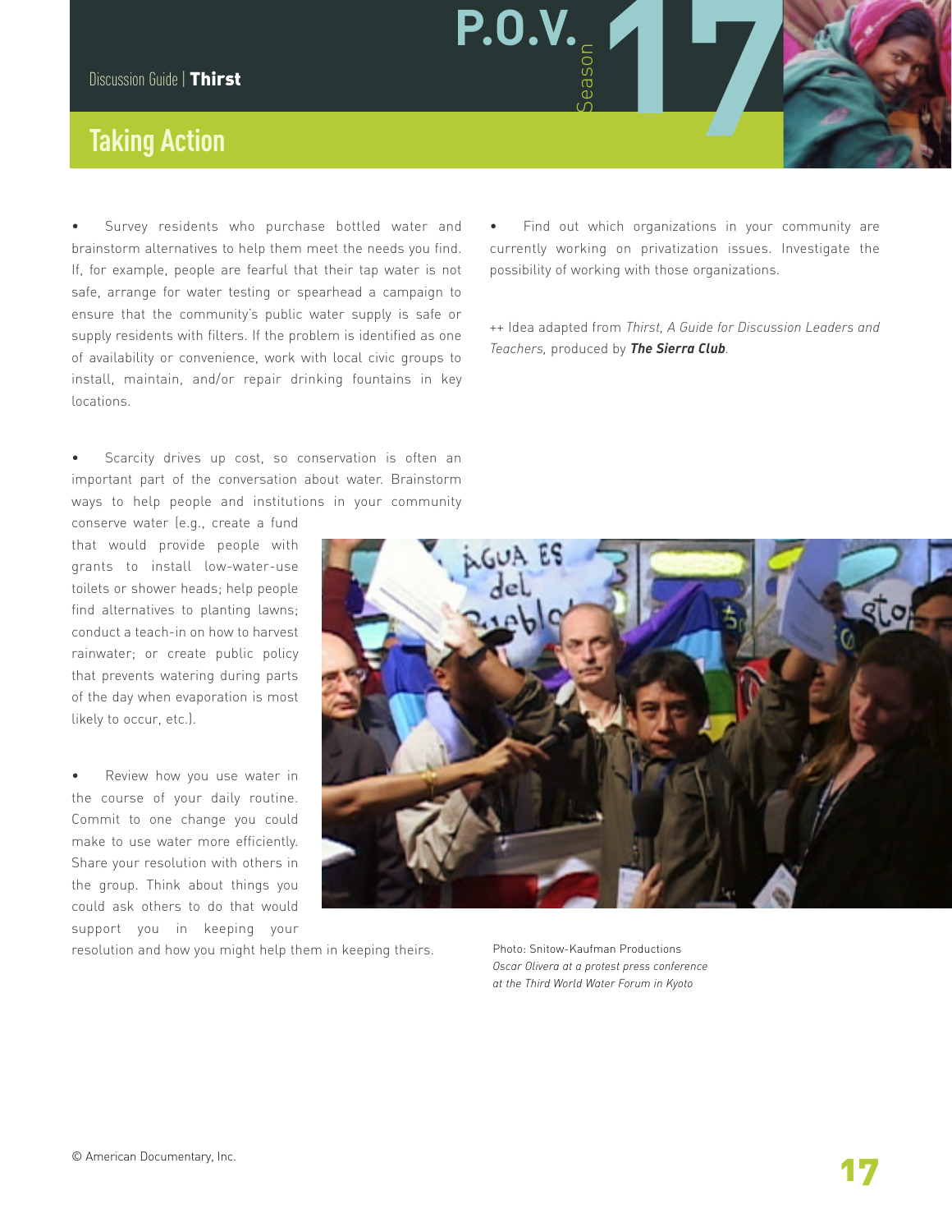## Taking Action

- Survey residents who purchase bottled water and brainstorm alternatives to help them meet the needs you find. If, for example, people are fearful that their tap water is not safe, arrange for water testing or spearhead a campaign to ensure that the community's public water supply is safe or supply residents with filters. If the problem is identified as one of availability or convenience, work with local civic groups to install, maintain, and/or repair drinking fountains in key locations.

- Scarcity drives up cost, so conservation is often an important part of the conversation about water. Brainstorm ways to help people and institutions in your community conserve water (e.g., create a fund that would provide people with grants to install low-water-use toilets or shower heads; help people find alternatives to planting lawns; conduct a teach-in on how to harvest rainwater; or create public policy that prevents watering during parts of the day when evaporation is most likely to occur, etc.).

- Review how you use water in the course of your daily routine. Commit to one change you could make to use water more efficiently. Share your resolution with others in the group. Think about things you could ask others to do that would support you in keeping your resolution and how you might help them in keeping theirs.

- Find out which organizations in your community are currently working on privatization issues. Investigate the possibility of working with those organizations.

++ Idea adapted from *Thirst, A Guide for Discussion Leaders and Teachers,* produced by ***The Sierra Club***.

Photo: Snitow-Kaufman Productions
*Oscar Olivera at a protest press conference at the Third World Water Forum in Kyoto*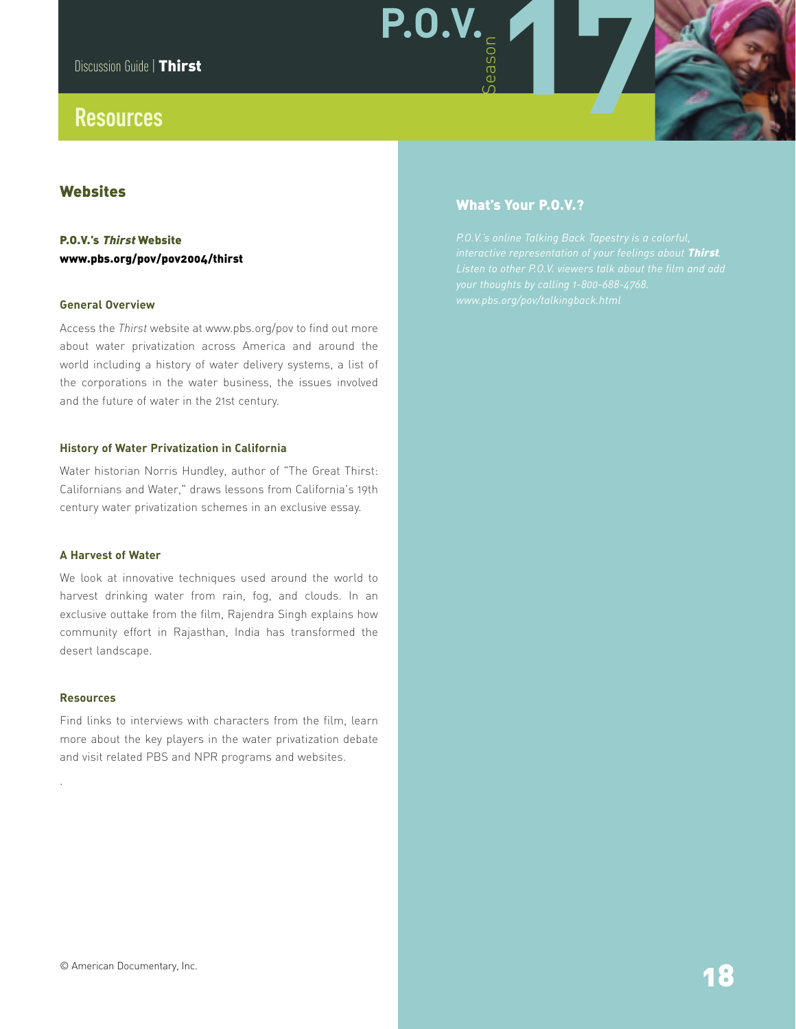# Resources

## Websites

**P.O.V.'s *Thirst* Website**
**www.pbs.org/pov/pov2004/thirst**

### General Overview

Access the *Thirst* website at www.pbs.org/pov to find out more about water privatization across America and around the world including a history of water delivery systems, a list of the corporations in the water business, the issues involved and the future of water in the 21st century.

### History of Water Privatization in California

Water historian Norris Hundley, author of "The Great Thirst: Californians and Water," draws lessons from California's 19th century water privatization schemes in an exclusive essay.

### A Harvest of Water

We look at innovative techniques used around the world to harvest drinking water from rain, fog, and clouds. In an exclusive outtake from the film, Rajendra Singh explains how community effort in Rajasthan, India has transformed the desert landscape.

### Resources

Find links to interviews with characters from the film, learn more about the key players in the water privatization debate and visit related PBS and NPR programs and websites.

## What's Your P.O.V.?

*P.O.V.'s online Talking Back Tapestry is a colorful, interactive representation of your feelings about **Thirst**. Listen to other P.O.V. viewers talk about the film and add your thoughts by calling 1-800-688-4768. www.pbs.org/pov/talkingback.html*

© American Documentary, Inc.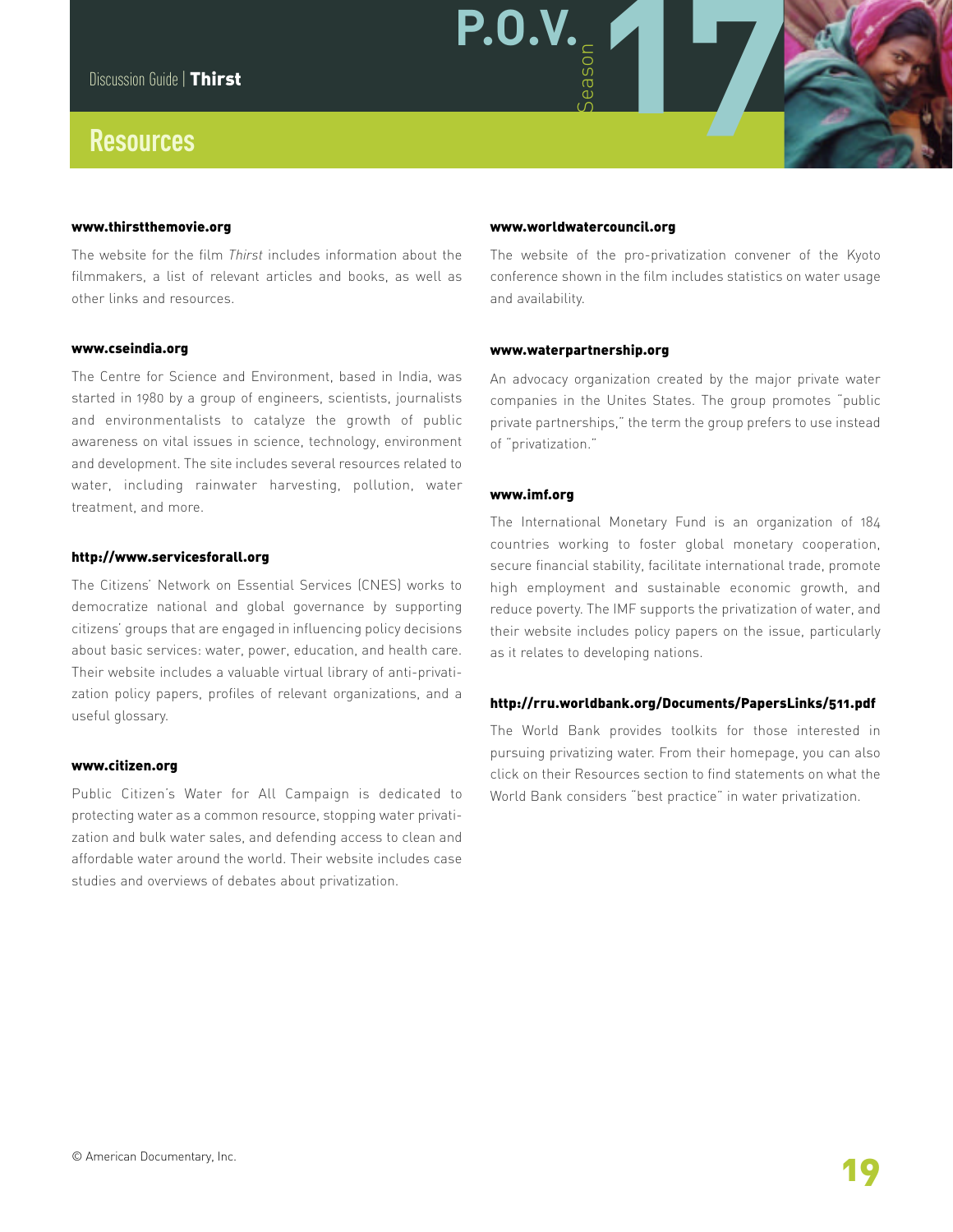## Resources

**www.thirstthemovie.org**

The website for the film *Thirst* includes information about the filmmakers, a list of relevant articles and books, as well as other links and resources.

**www.cseindia.org**

The Centre for Science and Environment, based in India, was started in 1980 by a group of engineers, scientists, journalists and environmentalists to catalyze the growth of public awareness on vital issues in science, technology, environment and development. The site includes several resources related to water, including rainwater harvesting, pollution, water treatment, and more.

**http://www.servicesforall.org**

The Citizens' Network on Essential Services (CNES) works to democratize national and global governance by supporting citizens' groups that are engaged in influencing policy decisions about basic services: water, power, education, and health care. Their website includes a valuable virtual library of anti-privatization policy papers, profiles of relevant organizations, and a useful glossary.

**www.citizen.org**

Public Citizen's Water for All Campaign is dedicated to protecting water as a common resource, stopping water privatization and bulk water sales, and defending access to clean and affordable water around the world. Their website includes case studies and overviews of debates about privatization.

**www.worldwatercouncil.org**

The website of the pro-privatization convener of the Kyoto conference shown in the film includes statistics on water usage and availability.

**www.waterpartnership.org**

An advocacy organization created by the major private water companies in the Unites States. The group promotes "public private partnerships," the term the group prefers to use instead of "privatization."

**www.imf.org**

The International Monetary Fund is an organization of 184 countries working to foster global monetary cooperation, secure financial stability, facilitate international trade, promote high employment and sustainable economic growth, and reduce poverty. The IMF supports the privatization of water, and their website includes policy papers on the issue, particularly as it relates to developing nations.

**http://rru.worldbank.org/Documents/PapersLinks/511.pdf**

The World Bank provides toolkits for those interested in pursuing privatizing water. From their homepage, you can also click on their Resources section to find statements on what the World Bank considers "best practice" in water privatization.

© American Documentary, Inc.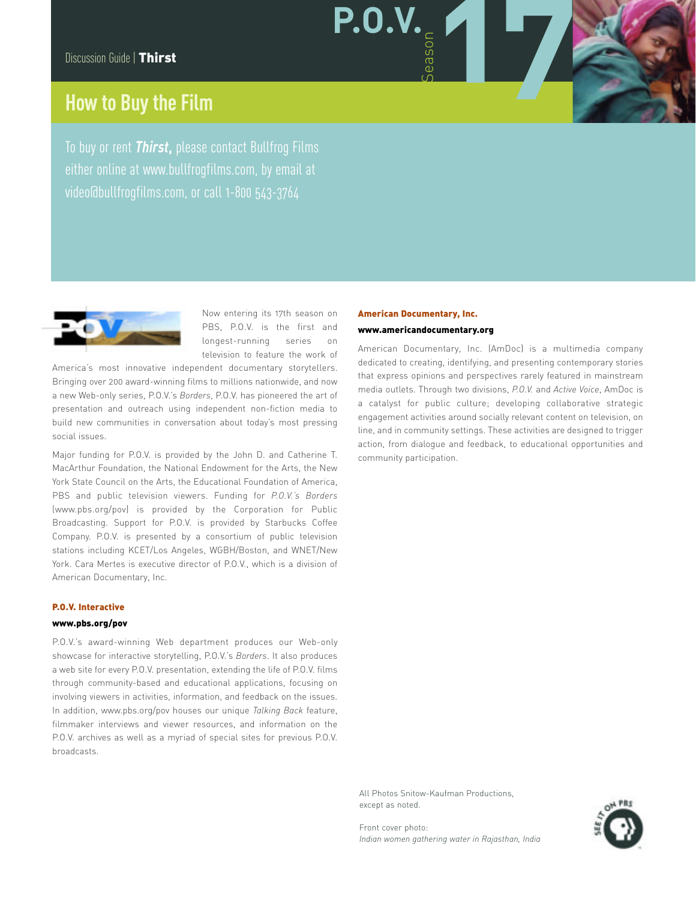# How to Buy the Film

To buy or rent ***Thirst***, please contact Bullfrog Films either online at www.bullfrogfilms.com, by email at video@bullfrogfilms.com, or call 1-800 543-3764

Now entering its 17th season on PBS, P.O.V. is the first and longest-running series on television to feature the work of America's most innovative independent documentary storytellers. Bringing over 200 award-winning films to millions nationwide, and now a new Web-only series, P.O.V.'s *Borders*, P.O.V. has pioneered the art of presentation and outreach using independent non-fiction media to build new communities in conversation about today's most pressing social issues.

Major funding for P.O.V. is provided by the John D. and Catherine T. MacArthur Foundation, the National Endowment for the Arts, the New York State Council on the Arts, the Educational Foundation of America, PBS and public television viewers. Funding for *P.O.V.'s Borders* (www.pbs.org/pov) is provided by the Corporation for Public Broadcasting. Support for P.O.V. is provided by Starbucks Coffee Company. P.O.V. is presented by a consortium of public television stations including KCET/Los Angeles, WGBH/Boston, and WNET/New York. Cara Mertes is executive director of P.O.V., which is a division of American Documentary, Inc.

### P.O.V. Interactive

**www.pbs.org/pov**

P.O.V.'s award-winning Web department produces our Web-only showcase for interactive storytelling, P.O.V.'s *Borders*. It also produces a web site for every P.O.V. presentation, extending the life of P.O.V. films through community-based and educational applications, focusing on involving viewers in activities, information, and feedback on the issues. In addition, www.pbs.org/pov houses our unique *Talking Back* feature, filmmaker interviews and viewer resources, and information on the P.O.V. archives as well as a myriad of special sites for previous P.O.V. broadcasts.

### American Documentary, Inc.

**www.americandocumentary.org**

American Documentary, Inc. (AmDoc) is a multimedia company dedicated to creating, identifying, and presenting contemporary stories that express opinions and perspectives rarely featured in mainstream media outlets. Through two divisions, *P.O.V.* and *Active Voice*, AmDoc is a catalyst for public culture; developing collaborative strategic engagement activities around socially relevant content on television, on line, and in community settings. These activities are designed to trigger action, from dialogue and feedback, to educational opportunities and community participation.

All Photos Snitow-Kaufman Productions, except as noted.

Front cover photo:
*Indian women gathering water in Rajasthan, India*